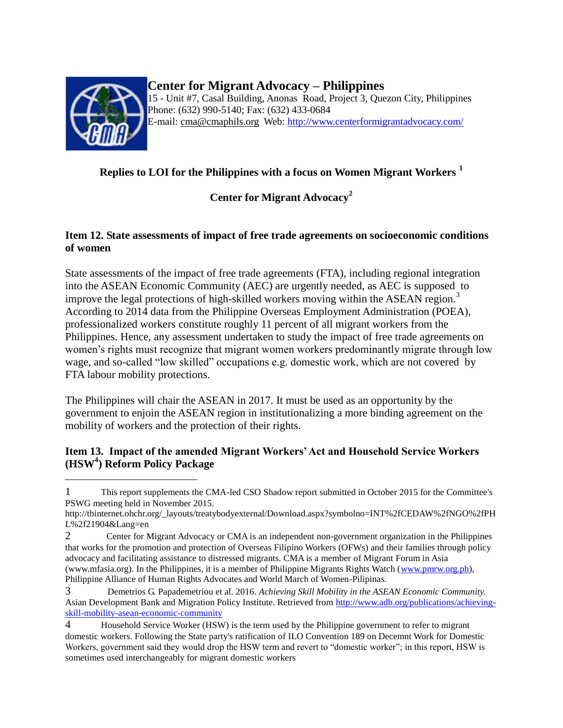**Center for Migrant Advocacy – Philippines**
15 - Unit #7, Casal Building, Anonas Road, Project 3, Quezon City, Philippines
Phone: (632) 990-5140; Fax: (632) 433-0684
E-mail: cma@cmaphils.org Web: http://www.centerformigrantadvocacy.com/

## Replies to LOI for the Philippines with a focus on Women Migrant Workers [1]

## Center for Migrant Advocacy[2]

### Item 12. State assessments of impact of free trade agreements on socioeconomic conditions of women

State assessments of the impact of free trade agreements (FTA), including regional integration into the ASEAN Economic Community (AEC) are urgently needed, as AEC is supposed to improve the legal protections of high-skilled workers moving within the ASEAN region.[3] According to 2014 data from the Philippine Overseas Employment Administration (POEA), professionalized workers constitute roughly 11 percent of all migrant workers from the Philippines. Hence, any assessment undertaken to study the impact of free trade agreements on women's rights must recognize that migrant women workers predominantly migrate through low wage, and so-called "low skilled" occupations e.g. domestic work, which are not covered by FTA labour mobility protections.

The Philippines will chair the ASEAN in 2017. It must be used as an opportunity by the government to enjoin the ASEAN region in institutionalizing a more binding agreement on the mobility of workers and the protection of their rights.

### Item 13. Impact of the amended Migrant Workers' Act and Household Service Workers (HSW[4]) Reform Policy Package

---

1 This report supplements the CMA-led CSO Shadow report submitted in October 2015 for the Committee's PSWG meeting held in November 2015. http://tbinternet.ohchr.org/_layouts/treatybodyexternal/Download.aspx?symbolno=INT%2fCEDAW%2fNGO%2fPHL%2f21904&Lang=en

2 Center for Migrant Advocacy or CMA is an independent non-government organization in the Philippines that works for the promotion and protection of Overseas Filipino Workers (OFWs) and their families through policy advocacy and facilitating assistance to distressed migrants. CMA is a member of Migrant Forum in Asia (www.mfasia.org). In the Philippines, it is a member of Philippine Migrants Rights Watch (www.pmrw.org.ph), Philippine Alliance of Human Rights Advocates and World March of Women-Pilipinas.

3 Demetrios G. Papademetriou et al. 2016. *Achieving Skill Mobility in the ASEAN Economic Community.* Asian Development Bank and Migration Policy Institute. Retrieved from http://www.adb.org/publications/achieving-skill-mobility-asean-economic-community

4 Household Service Worker (HSW) is the term used by the Philippine government to refer to migrant domestic workers. Following the State party's ratification of ILO Convention 189 on Decemnt Work for Domestic Workers, government said they would drop the HSW term and revert to "domestic worker"; in this report, HSW is sometimes used interchangeably for migrant domestic workers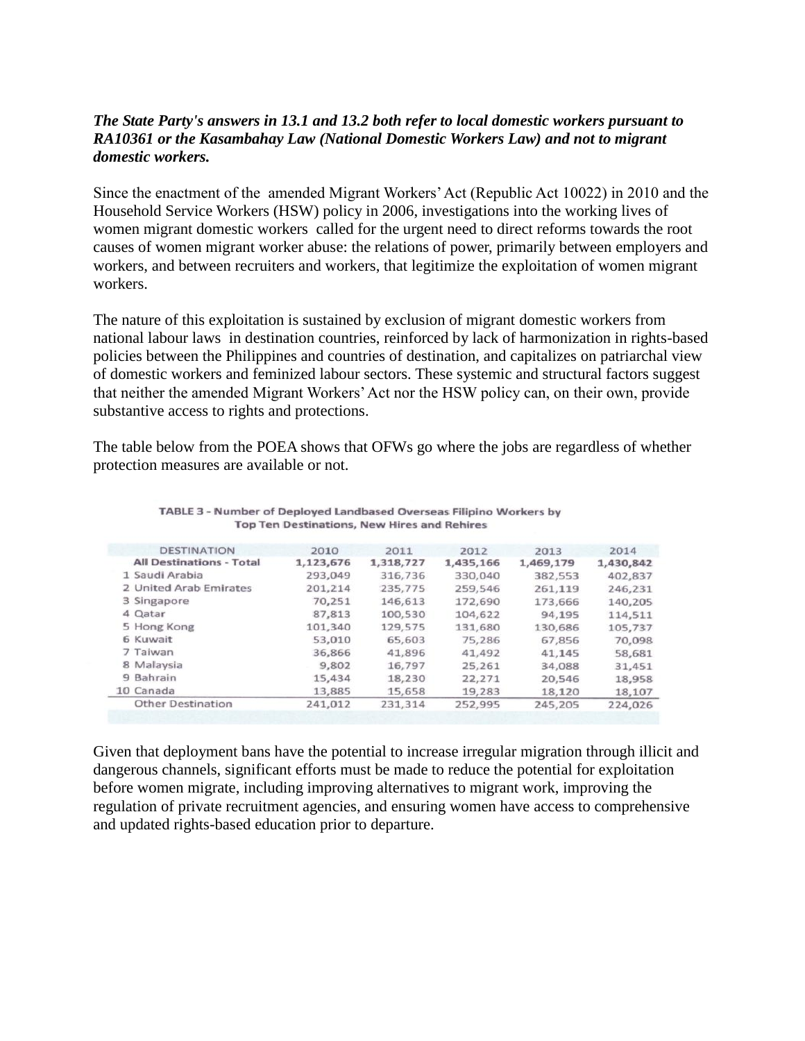***The State Party's answers in 13.1 and 13.2 both refer to local domestic workers pursuant to RA10361 or the Kasambahay Law (National Domestic Workers Law) and not to migrant domestic workers.***

Since the enactment of the amended Migrant Workers' Act (Republic Act 10022) in 2010 and the Household Service Workers (HSW) policy in 2006, investigations into the working lives of women migrant domestic workers called for the urgent need to direct reforms towards the root causes of women migrant worker abuse: the relations of power, primarily between employers and workers, and between recruiters and workers, that legitimize the exploitation of women migrant workers.

The nature of this exploitation is sustained by exclusion of migrant domestic workers from national labour laws in destination countries, reinforced by lack of harmonization in rights-based policies between the Philippines and countries of destination, and capitalizes on patriarchal view of domestic workers and feminized labour sectors. These systemic and structural factors suggest that neither the amended Migrant Workers' Act nor the HSW policy can, on their own, provide substantive access to rights and protections.

The table below from the POEA shows that OFWs go where the jobs are regardless of whether protection measures are available or not.

**TABLE 3 - Number of Deployed Landbased Overseas Filipino Workers by Top Ten Destinations, New Hires and Rehires**

| DESTINATION | 2010 | 2011 | 2012 | 2013 | 2014 |
|---|---|---|---|---|---|
| **All Destinations - Total** | **1,123,676** | **1,318,727** | **1,435,166** | **1,469,179** | **1,430,842** |
| 1 Saudi Arabia | 293,049 | 316,736 | 330,040 | 382,553 | 402,837 |
| 2 United Arab Emirates | 201,214 | 235,775 | 259,546 | 261,119 | 246,231 |
| 3 Singapore | 70,251 | 146,613 | 172,690 | 173,666 | 140,205 |
| 4 Qatar | 87,813 | 100,530 | 104,622 | 94,195 | 114,511 |
| 5 Hong Kong | 101,340 | 129,575 | 131,680 | 130,686 | 105,737 |
| 6 Kuwait | 53,010 | 65,603 | 75,286 | 67,856 | 70,098 |
| 7 Taiwan | 36,866 | 41,896 | 41,492 | 41,145 | 58,681 |
| 8 Malaysia | 9,802 | 16,797 | 25,261 | 34,088 | 31,451 |
| 9 Bahrain | 15,434 | 18,230 | 22,271 | 20,546 | 18,958 |
| 10 Canada | 13,885 | 15,658 | 19,283 | 18,120 | 18,107 |
| Other Destination | 241,012 | 231,314 | 252,995 | 245,205 | 224,026 |

Given that deployment bans have the potential to increase irregular migration through illicit and dangerous channels, significant efforts must be made to reduce the potential for exploitation before women migrate, including improving alternatives to migrant work, improving the regulation of private recruitment agencies, and ensuring women have access to comprehensive and updated rights-based education prior to departure.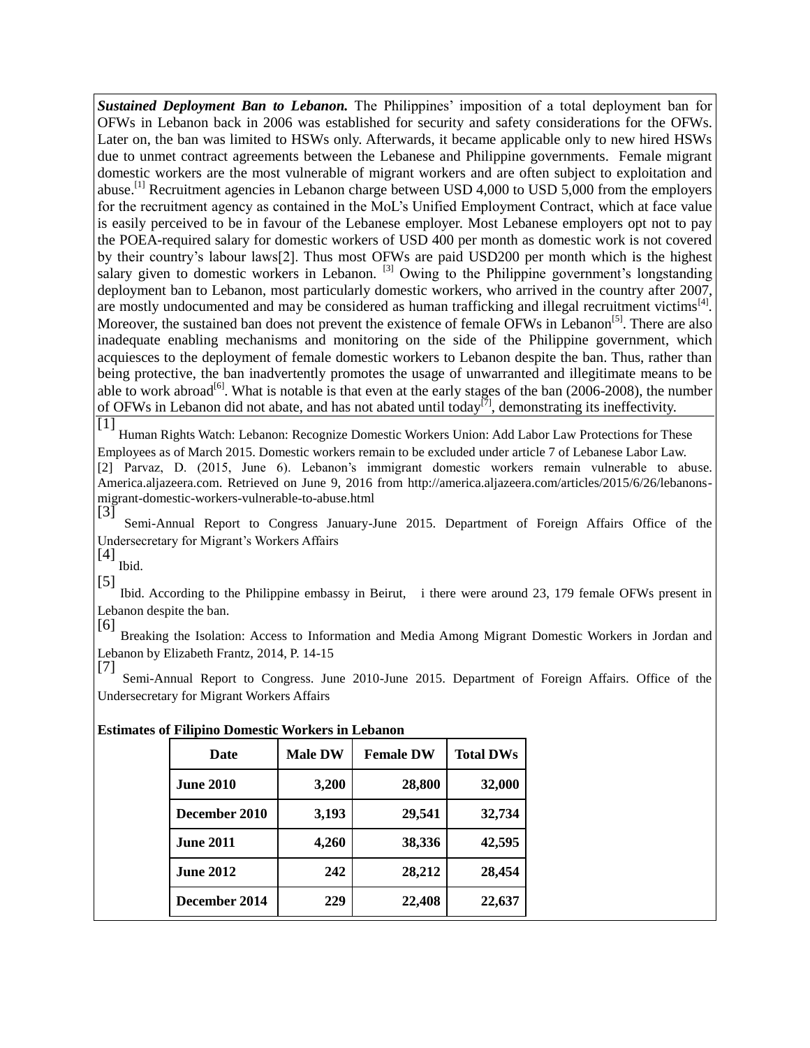***Sustained Deployment Ban to Lebanon.*** The Philippines' imposition of a total deployment ban for OFWs in Lebanon back in 2006 was established for security and safety considerations for the OFWs. Later on, the ban was limited to HSWs only. Afterwards, it became applicable only to new hired HSWs due to unmet contract agreements between the Lebanese and Philippine governments. Female migrant domestic workers are the most vulnerable of migrant workers and are often subject to exploitation and abuse.[1] Recruitment agencies in Lebanon charge between USD 4,000 to USD 5,000 from the employers for the recruitment agency as contained in the MoL's Unified Employment Contract, which at face value is easily perceived to be in favour of the Lebanese employer. Most Lebanese employers opt not to pay the POEA-required salary for domestic workers of USD 400 per month as domestic work is not covered by their country's labour laws[2]. Thus most OFWs are paid USD200 per month which is the highest salary given to domestic workers in Lebanon. [3] Owing to the Philippine government's longstanding deployment ban to Lebanon, most particularly domestic workers, who arrived in the country after 2007, are mostly undocumented and may be considered as human trafficking and illegal recruitment victims[4]. Moreover, the sustained ban does not prevent the existence of female OFWs in Lebanon[5]. There are also inadequate enabling mechanisms and monitoring on the side of the Philippine government, which acquiesces to the deployment of female domestic workers to Lebanon despite the ban. Thus, rather than being protective, the ban inadvertently promotes the usage of unwarranted and illegitimate means to be able to work abroad[6]. What is notable is that even at the early stages of the ban (2006-2008), the number of OFWs in Lebanon did not abate, and has not abated until today[7], demonstrating its ineffectivity.

[1] Human Rights Watch: Lebanon: Recognize Domestic Workers Union: Add Labor Law Protections for These Employees as of March 2015. Domestic workers remain to be excluded under article 7 of Lebanese Labor Law.

[2] Parvaz, D. (2015, June 6). Lebanon's immigrant domestic workers remain vulnerable to abuse. America.aljazeera.com. Retrieved on June 9, 2016 from http://america.aljazeera.com/articles/2015/6/26/lebanons-migrant-domestic-workers-vulnerable-to-abuse.html

[3] Semi-Annual Report to Congress January-June 2015. Department of Foreign Affairs Office of the Undersecretary for Migrant's Workers Affairs

[4] Ibid.

[5] Ibid. According to the Philippine embassy in Beirut, i there were around 23, 179 female OFWs present in Lebanon despite the ban.

[6] Breaking the Isolation: Access to Information and Media Among Migrant Domestic Workers in Jordan and Lebanon by Elizabeth Frantz, 2014, P. 14-15

[7] Semi-Annual Report to Congress. June 2010-June 2015. Department of Foreign Affairs. Office of the Undersecretary for Migrant Workers Affairs

**Estimates of Filipino Domestic Workers in Lebanon**

| Date | Male DW | Female DW | Total DWs |
|---|---|---|---|
| **June 2010** | **3,200** | **28,800** | **32,000** |
| **December 2010** | **3,193** | **29,541** | **32,734** |
| **June 2011** | **4,260** | **38,336** | **42,595** |
| **June 2012** | **242** | **28,212** | **28,454** |
| **December 2014** | **229** | **22,408** | **22,637** |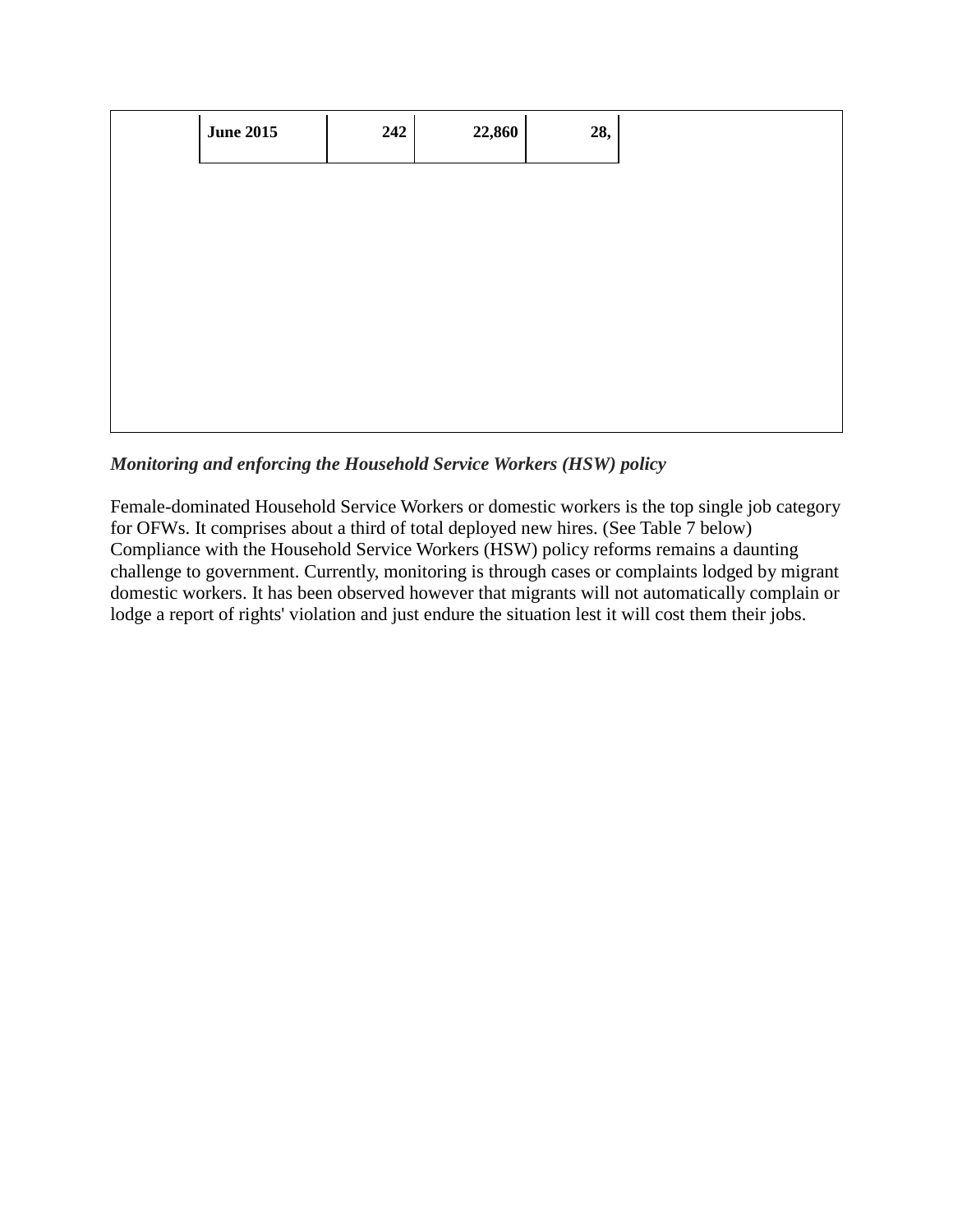| June 2015 | 242 | 22,860 | 28, |
|---|---|---|---|

***Monitoring and enforcing the Household Service Workers (HSW) policy***

Female-dominated Household Service Workers or domestic workers is the top single job category for OFWs. It comprises about a third of total deployed new hires. (See Table 7 below) Compliance with the Household Service Workers (HSW) policy reforms remains a daunting challenge to government. Currently, monitoring is through cases or complaints lodged by migrant domestic workers. It has been observed however that migrants will not automatically complain or lodge a report of rights' violation and just endure the situation lest it will cost them their jobs.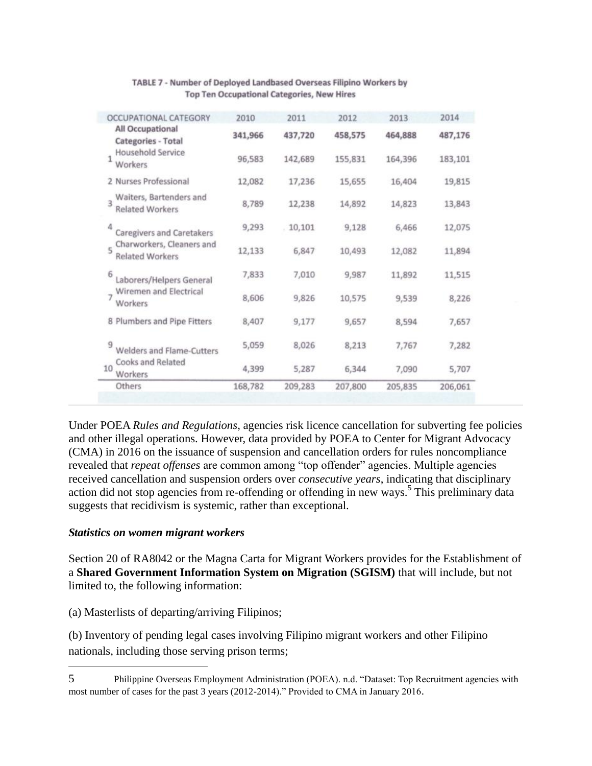TABLE 7 - Number of Deployed Landbased Overseas Filipino Workers by Top Ten Occupational Categories, New Hires

| OCCUPATIONAL CATEGORY | 2010 | 2011 | 2012 | 2013 | 2014 |
|---|---|---|---|---|---|
| **All Occupational Categories - Total** | **341,966** | **437,720** | **458,575** | **464,888** | **487,176** |
| 1 Household Service Workers | 96,583 | 142,689 | 155,831 | 164,396 | 183,101 |
| 2 Nurses Professional | 12,082 | 17,236 | 15,655 | 16,404 | 19,815 |
| 3 Waiters, Bartenders and Related Workers | 8,789 | 12,238 | 14,892 | 14,823 | 13,843 |
| 4 Caregivers and Caretakers | 9,293 | 10,101 | 9,128 | 6,466 | 12,075 |
| 5 Charworkers, Cleaners and Related Workers | 12,133 | 6,847 | 10,493 | 12,082 | 11,894 |
| 6 Laborers/Helpers General | 7,833 | 7,010 | 9,987 | 11,892 | 11,515 |
| 7 Wiremen and Electrical Workers | 8,606 | 9,826 | 10,575 | 9,539 | 8,226 |
| 8 Plumbers and Pipe Fitters | 8,407 | 9,177 | 9,657 | 8,594 | 7,657 |
| 9 Welders and Flame-Cutters | 5,059 | 8,026 | 8,213 | 7,767 | 7,282 |
| 10 Cooks and Related Workers | 4,399 | 5,287 | 6,344 | 7,090 | 5,707 |
| Others | 168,782 | 209,283 | 207,800 | 205,835 | 206,061 |

Under POEA *Rules and Regulations*, agencies risk licence cancellation for subverting fee policies and other illegal operations. However, data provided by POEA to Center for Migrant Advocacy (CMA) in 2016 on the issuance of suspension and cancellation orders for rules noncompliance revealed that *repeat offenses* are common among "top offender" agencies. Multiple agencies received cancellation and suspension orders over *consecutive years*, indicating that disciplinary action did not stop agencies from re-offending or offending in new ways.[5] This preliminary data suggests that recidivism is systemic, rather than exceptional.

***Statistics on women migrant workers***

Section 20 of RA8042 or the Magna Carta for Migrant Workers provides for the Establishment of a **Shared Government Information System on Migration (SGISM)** that will include, but not limited to, the following information:

(a) Masterlists of departing/arriving Filipinos;

(b) Inventory of pending legal cases involving Filipino migrant workers and other Filipino nationals, including those serving prison terms;

---

5 Philippine Overseas Employment Administration (POEA). n.d. "Dataset: Top Recruitment agencies with most number of cases for the past 3 years (2012-2014)." Provided to CMA in January 2016.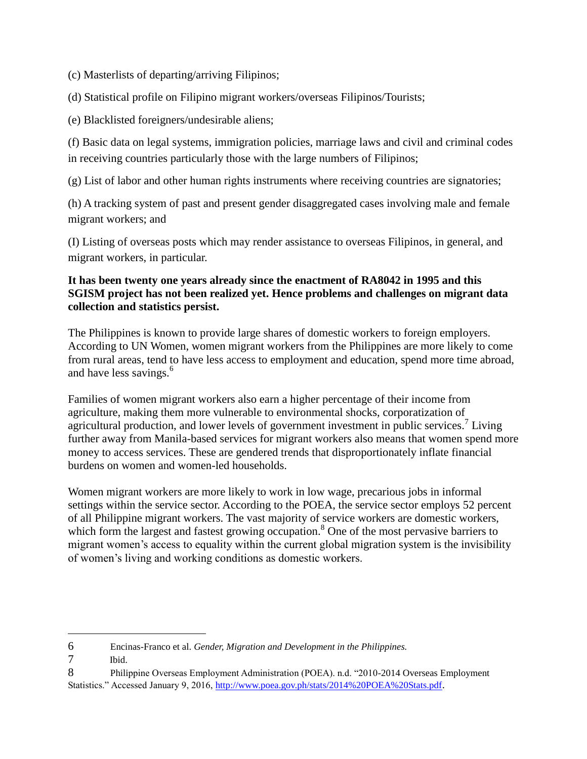(c) Masterlists of departing/arriving Filipinos;

(d) Statistical profile on Filipino migrant workers/overseas Filipinos/Tourists;

(e) Blacklisted foreigners/undesirable aliens;

(f) Basic data on legal systems, immigration policies, marriage laws and civil and criminal codes in receiving countries particularly those with the large numbers of Filipinos;

(g) List of labor and other human rights instruments where receiving countries are signatories;

(h) A tracking system of past and present gender disaggregated cases involving male and female migrant workers; and

(I) Listing of overseas posts which may render assistance to overseas Filipinos, in general, and migrant workers, in particular.

**It has been twenty one years already since the enactment of RA8042 in 1995 and this SGISM project has not been realized yet. Hence problems and challenges on migrant data collection and statistics persist.**

The Philippines is known to provide large shares of domestic workers to foreign employers. According to UN Women, women migrant workers from the Philippines are more likely to come from rural areas, tend to have less access to employment and education, spend more time abroad, and have less savings.[6]

Families of women migrant workers also earn a higher percentage of their income from agriculture, making them more vulnerable to environmental shocks, corporatization of agricultural production, and lower levels of government investment in public services.[7] Living further away from Manila-based services for migrant workers also means that women spend more money to access services. These are gendered trends that disproportionately inflate financial burdens on women and women-led households.

Women migrant workers are more likely to work in low wage, precarious jobs in informal settings within the service sector. According to the POEA, the service sector employs 52 percent of all Philippine migrant workers. The vast majority of service workers are domestic workers, which form the largest and fastest growing occupation.[8] One of the most pervasive barriers to migrant women's access to equality within the current global migration system is the invisibility of women's living and working conditions as domestic workers.

---

6 Encinas-Franco et al. *Gender, Migration and Development in the Philippines.*

7 Ibid.

8 Philippine Overseas Employment Administration (POEA). n.d. "2010-2014 Overseas Employment Statistics." Accessed January 9, 2016, http://www.poea.gov.ph/stats/2014%20POEA%20Stats.pdf.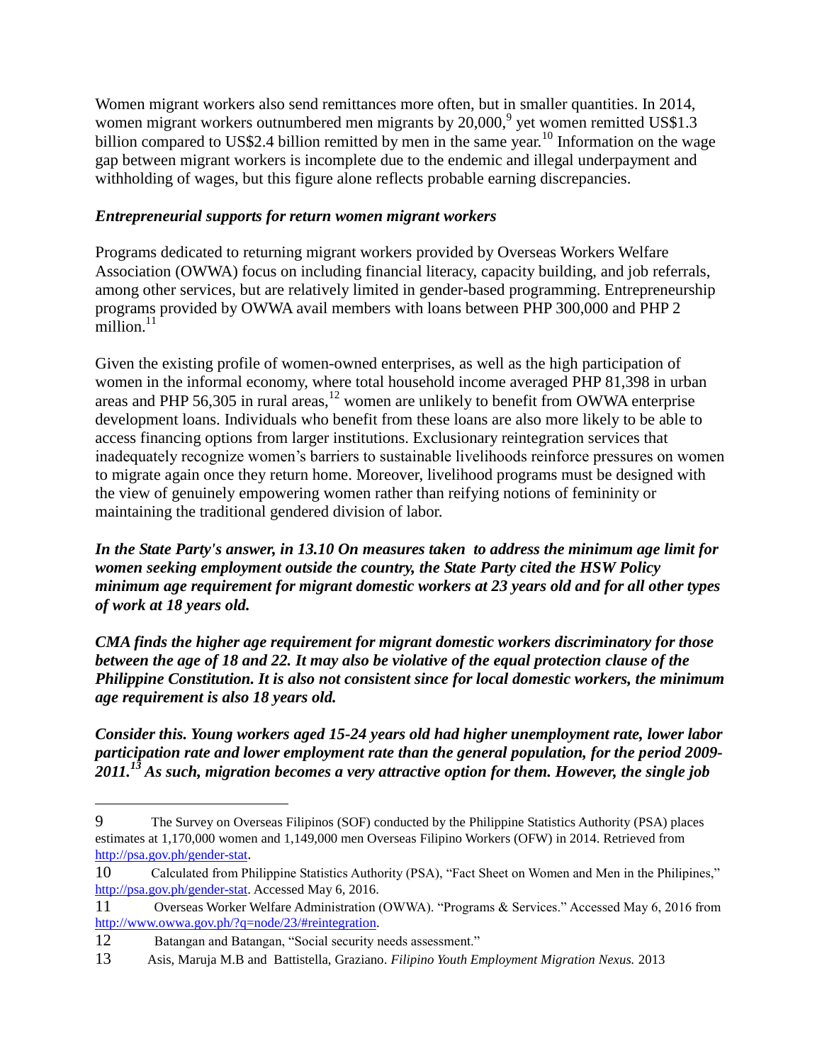Women migrant workers also send remittances more often, but in smaller quantities. In 2014, women migrant workers outnumbered men migrants by 20,000,[9] yet women remitted US$1.3 billion compared to US$2.4 billion remitted by men in the same year.[10] Information on the wage gap between migrant workers is incomplete due to the endemic and illegal underpayment and withholding of wages, but this figure alone reflects probable earning discrepancies.

### *Entrepreneurial supports for return women migrant workers*

Programs dedicated to returning migrant workers provided by Overseas Workers Welfare Association (OWWA) focus on including financial literacy, capacity building, and job referrals, among other services, but are relatively limited in gender-based programming. Entrepreneurship programs provided by OWWA avail members with loans between PHP 300,000 and PHP 2 million.[11]

Given the existing profile of women-owned enterprises, as well as the high participation of women in the informal economy, where total household income averaged PHP 81,398 in urban areas and PHP 56,305 in rural areas,[12] women are unlikely to benefit from OWWA enterprise development loans. Individuals who benefit from these loans are also more likely to be able to access financing options from larger institutions. Exclusionary reintegration services that inadequately recognize women's barriers to sustainable livelihoods reinforce pressures on women to migrate again once they return home. Moreover, livelihood programs must be designed with the view of genuinely empowering women rather than reifying notions of femininity or maintaining the traditional gendered division of labor.

***In the State Party's answer, in 13.10 On measures taken to address the minimum age limit for women seeking employment outside the country, the State Party cited the HSW Policy minimum age requirement for migrant domestic workers at 23 years old and for all other types of work at 18 years old.***

***CMA finds the higher age requirement for migrant domestic workers discriminatory for those between the age of 18 and 22. It may also be violative of the equal protection clause of the Philippine Constitution. It is also not consistent since for local domestic workers, the minimum age requirement is also 18 years old.***

***Consider this. Young workers aged 15-24 years old had higher unemployment rate, lower labor participation rate and lower employment rate than the general population, for the period 2009-2011.[13] As such, migration becomes a very attractive option for them. However, the single job***

---

9 The Survey on Overseas Filipinos (SOF) conducted by the Philippine Statistics Authority (PSA) places estimates at 1,170,000 women and 1,149,000 men Overseas Filipino Workers (OFW) in 2014. Retrieved from http://psa.gov.ph/gender-stat.

10 Calculated from Philippine Statistics Authority (PSA), "Fact Sheet on Women and Men in the Philipines," http://psa.gov.ph/gender-stat. Accessed May 6, 2016.

11 Overseas Worker Welfare Administration (OWWA). "Programs & Services." Accessed May 6, 2016 from http://www.owwa.gov.ph/?q=node/23/#reintegration.

12 Batangan and Batangan, "Social security needs assessment."

13 Asis, Maruja M.B and Battistella, Graziano. *Filipino Youth Employment Migration Nexus.* 2013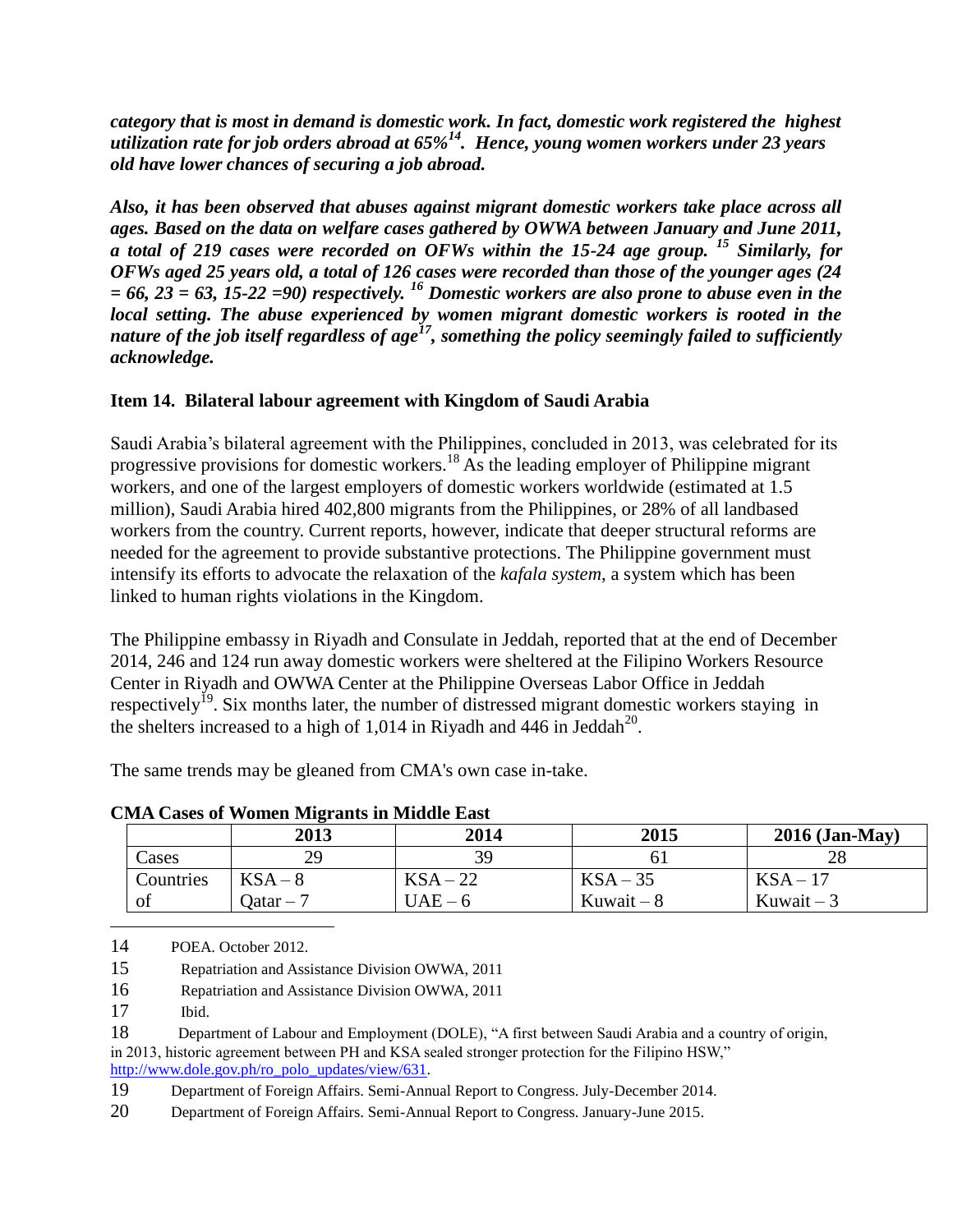***category that is most in demand is domestic work. In fact, domestic work registered the highest utilization rate for job orders abroad at 65%[14]. Hence, young women workers under 23 years old have lower chances of securing a job abroad.***

***Also, it has been observed that abuses against migrant domestic workers take place across all ages. Based on the data on welfare cases gathered by OWWA between January and June 2011, a total of 219 cases were recorded on OFWs within the 15-24 age group. [15] Similarly, for OFWs aged 25 years old, a total of 126 cases were recorded than those of the younger ages (24 = 66, 23 = 63, 15-22 =90) respectively. [16] Domestic workers are also prone to abuse even in the local setting. The abuse experienced by women migrant domestic workers is rooted in the nature of the job itself regardless of age[17], something the policy seemingly failed to sufficiently acknowledge.***

**Item 14. Bilateral labour agreement with Kingdom of Saudi Arabia**

Saudi Arabia's bilateral agreement with the Philippines, concluded in 2013, was celebrated for its progressive provisions for domestic workers.[18] As the leading employer of Philippine migrant workers, and one of the largest employers of domestic workers worldwide (estimated at 1.5 million), Saudi Arabia hired 402,800 migrants from the Philippines, or 28% of all landbased workers from the country. Current reports, however, indicate that deeper structural reforms are needed for the agreement to provide substantive protections. The Philippine government must intensify its efforts to advocate the relaxation of the *kafala system*, a system which has been linked to human rights violations in the Kingdom.

The Philippine embassy in Riyadh and Consulate in Jeddah, reported that at the end of December 2014, 246 and 124 run away domestic workers were sheltered at the Filipino Workers Resource Center in Riyadh and OWWA Center at the Philippine Overseas Labor Office in Jeddah respectively[19]. Six months later, the number of distressed migrant domestic workers staying in the shelters increased to a high of 1,014 in Riyadh and 446 in Jeddah[20].

The same trends may be gleaned from CMA's own case in-take.

**CMA Cases of Women Migrants in Middle East**

| | 2013 | 2014 | 2015 | 2016 (Jan-May) |
|---|---|---|---|---|
| Cases | 29 | 39 | 61 | 28 |
| Countries of | KSA – 8<br>Qatar – 7 | KSA – 22<br>UAE – 6 | KSA – 35<br>Kuwait – 8 | KSA – 17<br>Kuwait – 3 |

14 POEA. October 2012.

15 Repatriation and Assistance Division OWWA, 2011

16 Repatriation and Assistance Division OWWA, 2011

17 Ibid.

18 Department of Labour and Employment (DOLE), "A first between Saudi Arabia and a country of origin, in 2013, historic agreement between PH and KSA sealed stronger protection for the Filipino HSW," http://www.dole.gov.ph/ro_polo_updates/view/631.

19 Department of Foreign Affairs. Semi-Annual Report to Congress. July-December 2014.

20 Department of Foreign Affairs. Semi-Annual Report to Congress. January-June 2015.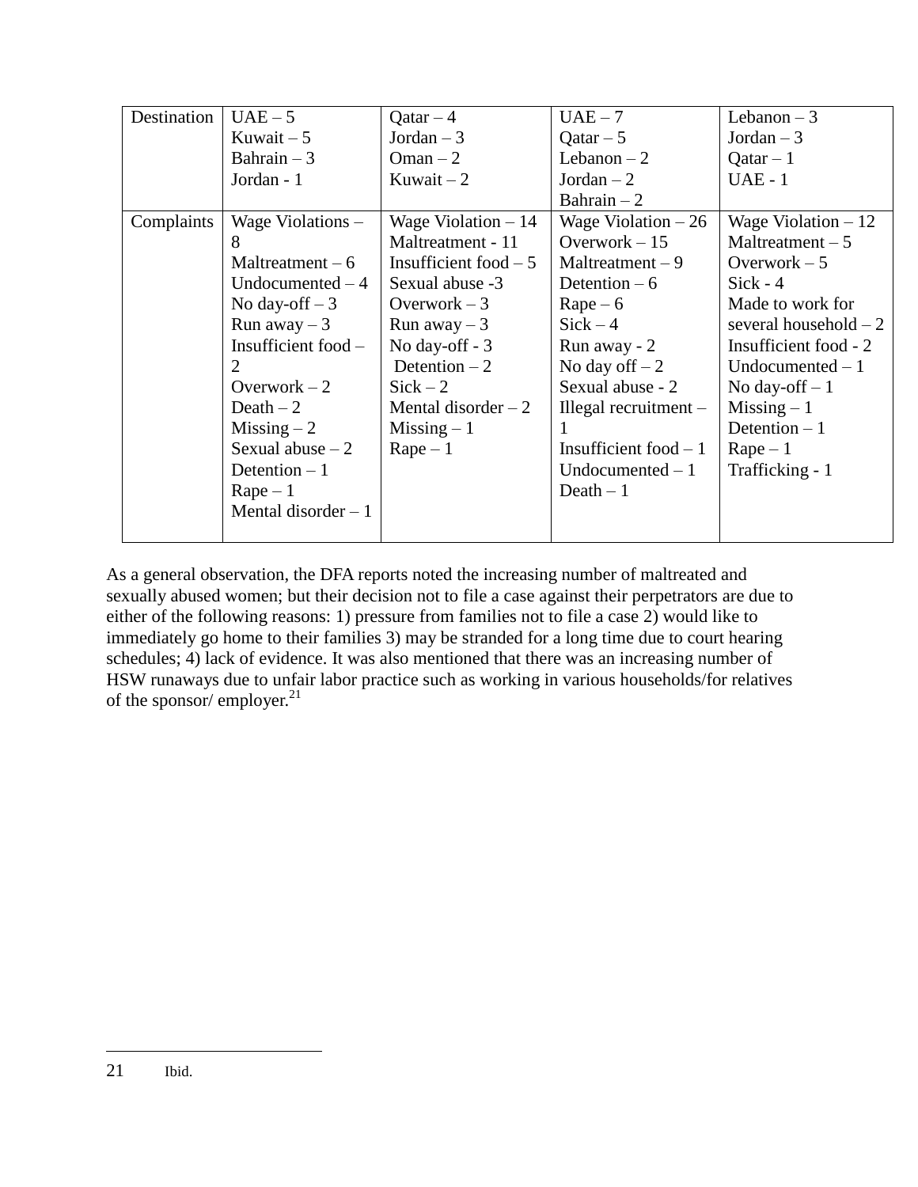| | | | | |
|---|---|---|---|---|
| Destination | UAE – 5<br>Kuwait – 5<br>Bahrain – 3<br>Jordan - 1 | Qatar – 4<br>Jordan – 3<br>Oman – 2<br>Kuwait – 2 | UAE – 7<br>Qatar – 5<br>Lebanon – 2<br>Jordan – 2<br>Bahrain – 2 | Lebanon – 3<br>Jordan – 3<br>Qatar – 1<br>UAE - 1 |
| Complaints | Wage Violations – 8<br>Maltreatment – 6<br>Undocumented – 4<br>No day-off – 3<br>Run away – 3<br>Insufficient food – 2<br>Overwork – 2<br>Death – 2<br>Missing – 2<br>Sexual abuse – 2<br>Detention – 1<br>Rape – 1<br>Mental disorder – 1 | Wage Violation – 14<br>Maltreatment - 11<br>Insufficient food – 5<br>Sexual abuse -3<br>Overwork – 3<br>Run away – 3<br>No day-off - 3<br>Detention – 2<br>Sick – 2<br>Mental disorder – 2<br>Missing – 1<br>Rape – 1 | Wage Violation – 26<br>Overwork – 15<br>Maltreatment – 9<br>Detention – 6<br>Rape – 6<br>Sick – 4<br>Run away - 2<br>No day off – 2<br>Sexual abuse - 2<br>Illegal recruitment – 1<br>Insufficient food – 1<br>Undocumented – 1<br>Death – 1 | Wage Violation – 12<br>Maltreatment – 5<br>Overwork – 5<br>Sick - 4<br>Made to work for several household – 2<br>Insufficient food - 2<br>Undocumented – 1<br>No day-off – 1<br>Missing – 1<br>Detention – 1<br>Rape – 1<br>Trafficking - 1 |

As a general observation, the DFA reports noted the increasing number of maltreated and sexually abused women; but their decision not to file a case against their perpetrators are due to either of the following reasons: 1) pressure from families not to file a case 2) would like to immediately go home to their families 3) may be stranded for a long time due to court hearing schedules; 4) lack of evidence. It was also mentioned that there was an increasing number of HSW runaways due to unfair labor practice such as working in various households/for relatives of the sponsor/ employer.[21]

---

21 Ibid.